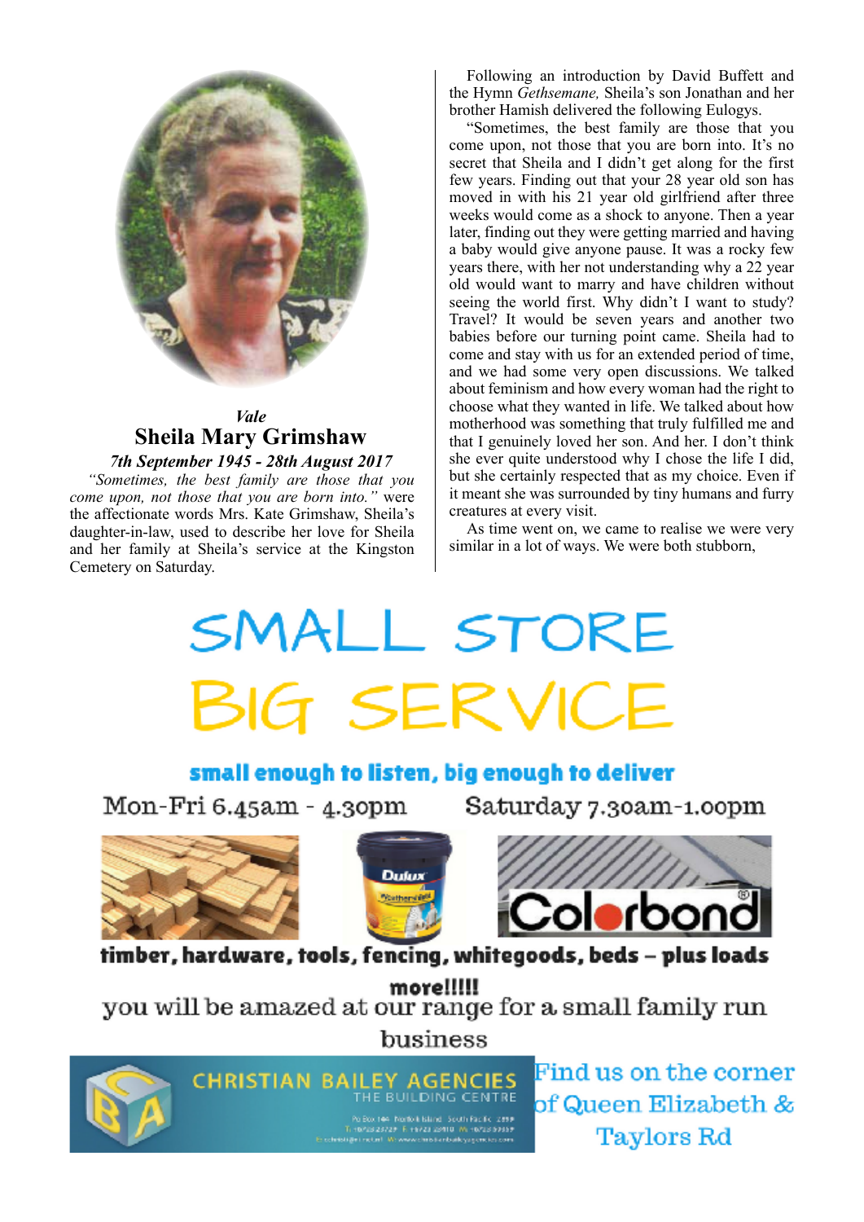*Vale*

## Sheila Mary Grimshaw

***7th September 1945 - 28th August 2017***

*"Sometimes, the best family are those that you come upon, not those that you are born into."* were the affectionate words Mrs. Kate Grimshaw, Sheila's daughter-in-law, used to describe her love for Sheila and her family at Sheila's service at the Kingston Cemetery on Saturday.

Following an introduction by David Buffett and the Hymn *Gethsemane,* Sheila's son Jonathan and her brother Hamish delivered the following Eulogys.

"Sometimes, the best family are those that you come upon, not those that you are born into. It's no secret that Sheila and I didn't get along for the first few years. Finding out that your 28 year old son has moved in with his 21 year old girlfriend after three weeks would come as a shock to anyone. Then a year later, finding out they were getting married and having a baby would give anyone pause. It was a rocky few years there, with her not understanding why a 22 year old would want to marry and have children without seeing the world first. Why didn't I want to study? Travel? It would be seven years and another two babies before our turning point came. Sheila had to come and stay with us for an extended period of time, and we had some very open discussions. We talked about feminism and how every woman had the right to choose what they wanted in life. We talked about how motherhood was something that truly fulfilled me and that I genuinely loved her son. And her. I don't think she ever quite understood why I chose the life I did, but she certainly respected that as my choice. Even if it meant she was surrounded by tiny humans and furry creatures at every visit.

As time went on, we came to realise we were very similar in a lot of ways. We were both stubborn,

# SMALL STORE
# BIG SERVICE

**small enough to listen, big enough to deliver**

Mon-Fri 6.45am - 4.30pm Saturday 7.30am-1.00pm

Dulux Weathershield

Colorbond®

**timber, hardware, tools, fencing, whitegoods, beds – plus loads more!!!!!**

you will be amazed at our range for a small family run business

CHRISTIAN BAILEY AGENCIES
THE BUILDING CENTRE

Find us on the corner of Queen Elizabeth & Taylors Rd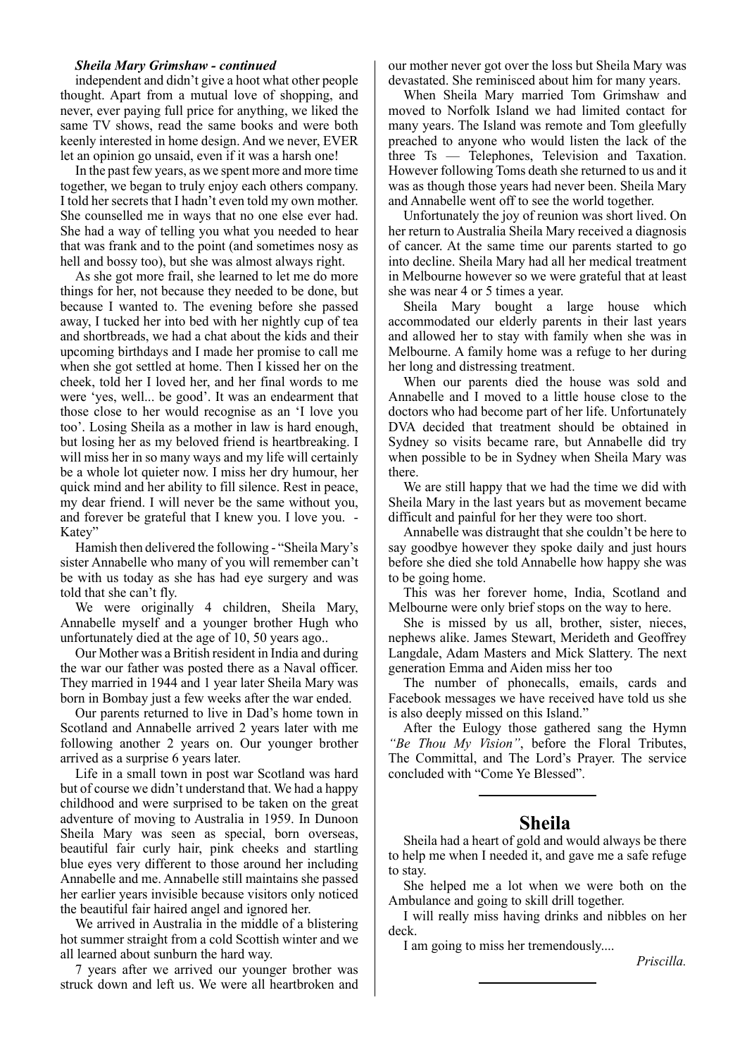***Sheila Mary Grimshaw - continued***

independent and didn't give a hoot what other people thought. Apart from a mutual love of shopping, and never, ever paying full price for anything, we liked the same TV shows, read the same books and were both keenly interested in home design. And we never, EVER let an opinion go unsaid, even if it was a harsh one!

In the past few years, as we spent more and more time together, we began to truly enjoy each others company. I told her secrets that I hadn't even told my own mother. She counselled me in ways that no one else ever had. She had a way of telling you what you needed to hear that was frank and to the point (and sometimes nosy as hell and bossy too), but she was almost always right.

As she got more frail, she learned to let me do more things for her, not because they needed to be done, but because I wanted to. The evening before she passed away, I tucked her into bed with her nightly cup of tea and shortbreads, we had a chat about the kids and their upcoming birthdays and I made her promise to call me when she got settled at home. Then I kissed her on the cheek, told her I loved her, and her final words to me were 'yes, well... be good'. It was an endearment that those close to her would recognise as an 'I love you too'. Losing Sheila as a mother in law is hard enough, but losing her as my beloved friend is heartbreaking. I will miss her in so many ways and my life will certainly be a whole lot quieter now. I miss her dry humour, her quick mind and her ability to fill silence. Rest in peace, my dear friend. I will never be the same without you, and forever be grateful that I knew you. I love you. - Katey"

Hamish then delivered the following - "Sheila Mary's sister Annabelle who many of you will remember can't be with us today as she has had eye surgery and was told that she can't fly.

We were originally 4 children, Sheila Mary, Annabelle myself and a younger brother Hugh who unfortunately died at the age of 10, 50 years ago..

Our Mother was a British resident in India and during the war our father was posted there as a Naval officer. They married in 1944 and 1 year later Sheila Mary was born in Bombay just a few weeks after the war ended.

Our parents returned to live in Dad's home town in Scotland and Annabelle arrived 2 years later with me following another 2 years on. Our younger brother arrived as a surprise 6 years later.

Life in a small town in post war Scotland was hard but of course we didn't understand that. We had a happy childhood and were surprised to be taken on the great adventure of moving to Australia in 1959. In Dunoon Sheila Mary was seen as special, born overseas, beautiful fair curly hair, pink cheeks and startling blue eyes very different to those around her including Annabelle and me. Annabelle still maintains she passed her earlier years invisible because visitors only noticed the beautiful fair haired angel and ignored her.

We arrived in Australia in the middle of a blistering hot summer straight from a cold Scottish winter and we all learned about sunburn the hard way.

7 years after we arrived our younger brother was struck down and left us. We were all heartbroken and our mother never got over the loss but Sheila Mary was devastated. She reminisced about him for many years.

When Sheila Mary married Tom Grimshaw and moved to Norfolk Island we had limited contact for many years. The Island was remote and Tom gleefully preached to anyone who would listen the lack of the three Ts — Telephones, Television and Taxation. However following Toms death she returned to us and it was as though those years had never been. Sheila Mary and Annabelle went off to see the world together.

Unfortunately the joy of reunion was short lived. On her return to Australia Sheila Mary received a diagnosis of cancer. At the same time our parents started to go into decline. Sheila Mary had all her medical treatment in Melbourne however so we were grateful that at least she was near 4 or 5 times a year.

Sheila Mary bought a large house which accommodated our elderly parents in their last years and allowed her to stay with family when she was in Melbourne. A family home was a refuge to her during her long and distressing treatment.

When our parents died the house was sold and Annabelle and I moved to a little house close to the doctors who had become part of her life. Unfortunately DVA decided that treatment should be obtained in Sydney so visits became rare, but Annabelle did try when possible to be in Sydney when Sheila Mary was there.

We are still happy that we had the time we did with Sheila Mary in the last years but as movement became difficult and painful for her they were too short.

Annabelle was distraught that she couldn't be here to say goodbye however they spoke daily and just hours before she died she told Annabelle how happy she was to be going home.

This was her forever home, India, Scotland and Melbourne were only brief stops on the way to here.

She is missed by us all, brother, sister, nieces, nephews alike. James Stewart, Merideth and Geoffrey Langdale, Adam Masters and Mick Slattery. The next generation Emma and Aiden miss her too

The number of phonecalls, emails, cards and Facebook messages we have received have told us she is also deeply missed on this Island."

After the Eulogy those gathered sang the Hymn *"Be Thou My Vision"*, before the Floral Tributes, The Committal, and The Lord's Prayer. The service concluded with "Come Ye Blessed".

---

## Sheila

Sheila had a heart of gold and would always be there to help me when I needed it, and gave me a safe refuge to stay.

She helped me a lot when we were both on the Ambulance and going to skill drill together.

I will really miss having drinks and nibbles on her deck.

I am going to miss her tremendously....

*Priscilla.*

---